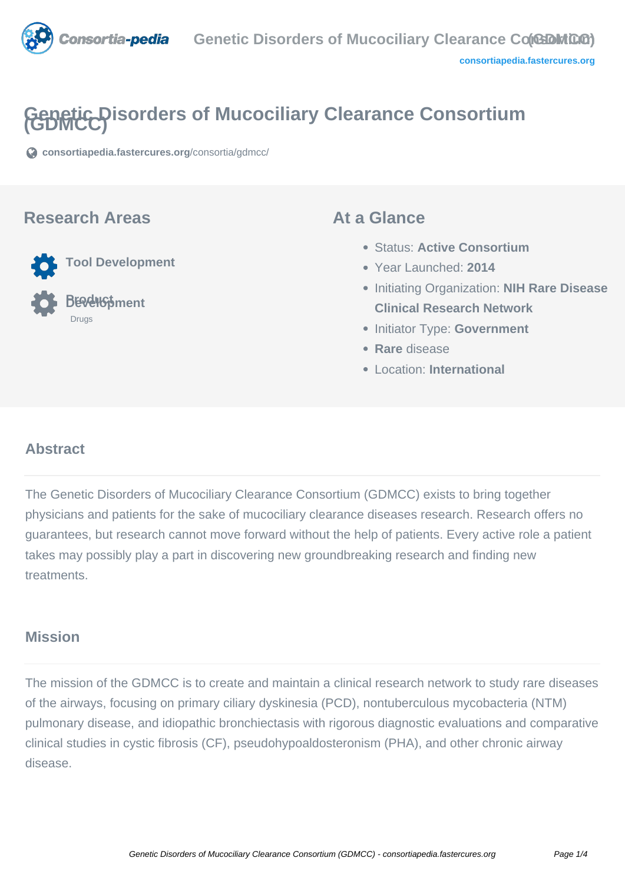# Genetic Disorders of Mucociliary Clearance Consortium (GDMCC)

consortiapedia.fastercures.org/consortia/gdmcc/

## Research Areas

- Tool Development
- Product Development
  - Drugs

## At a Glance

- Status: **Active Consortium**
- Year Launched: **2014**
- Initiating Organization: **NIH Rare Disease Clinical Research Network**
- Initiator Type: **Government**
- **Rare** disease
- Location: **International**

## Abstract

The Genetic Disorders of Mucociliary Clearance Consortium (GDMCC) exists to bring together physicians and patients for the sake of mucociliary clearance diseases research. Research offers no guarantees, but research cannot move forward without the help of patients. Every active role a patient takes may possibly play a part in discovering new groundbreaking research and finding new treatments.

## Mission

The mission of the GDMCC is to create and maintain a clinical research network to study rare diseases of the airways, focusing on primary ciliary dyskinesia (PCD), nontuberculous mycobacteria (NTM) pulmonary disease, and idiopathic bronchiectasis with rigorous diagnostic evaluations and comparative clinical studies in cystic fibrosis (CF), pseudohypoaldosteronism (PHA), and other chronic airway disease.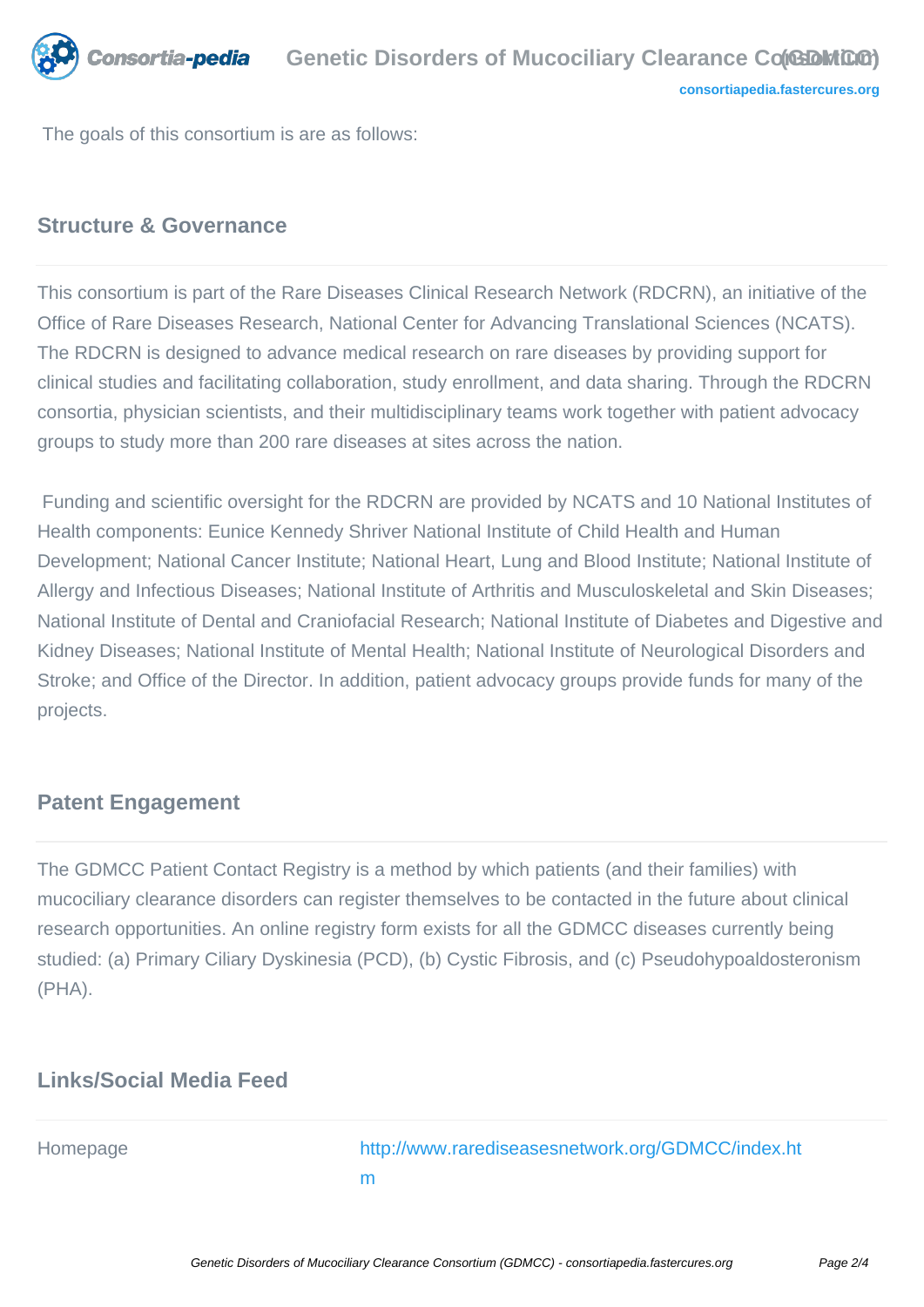The goals of this consortium is are as follows:

## Structure & Governance

This consortium is part of the Rare Diseases Clinical Research Network (RDCRN), an initiative of the Office of Rare Diseases Research, National Center for Advancing Translational Sciences (NCATS). The RDCRN is designed to advance medical research on rare diseases by providing support for clinical studies and facilitating collaboration, study enrollment, and data sharing. Through the RDCRN consortia, physician scientists, and their multidisciplinary teams work together with patient advocacy groups to study more than 200 rare diseases at sites across the nation.

Funding and scientific oversight for the RDCRN are provided by NCATS and 10 National Institutes of Health components: Eunice Kennedy Shriver National Institute of Child Health and Human Development; National Cancer Institute; National Heart, Lung and Blood Institute; National Institute of Allergy and Infectious Diseases; National Institute of Arthritis and Musculoskeletal and Skin Diseases; National Institute of Dental and Craniofacial Research; National Institute of Diabetes and Digestive and Kidney Diseases; National Institute of Mental Health; National Institute of Neurological Disorders and Stroke; and Office of the Director. In addition, patient advocacy groups provide funds for many of the projects.

## Patent Engagement

The GDMCC Patient Contact Registry is a method by which patients (and their families) with mucociliary clearance disorders can register themselves to be contacted in the future about clinical research opportunities. An online registry form exists for all the GDMCC diseases currently being studied: (a) Primary Ciliary Dyskinesia (PCD), (b) Cystic Fibrosis, and (c) Pseudohypoaldosteronism (PHA).

## Links/Social Media Feed

| Homepage | http://www.rarediseasesnetwork.org/GDMCC/index.htm |
|---|---|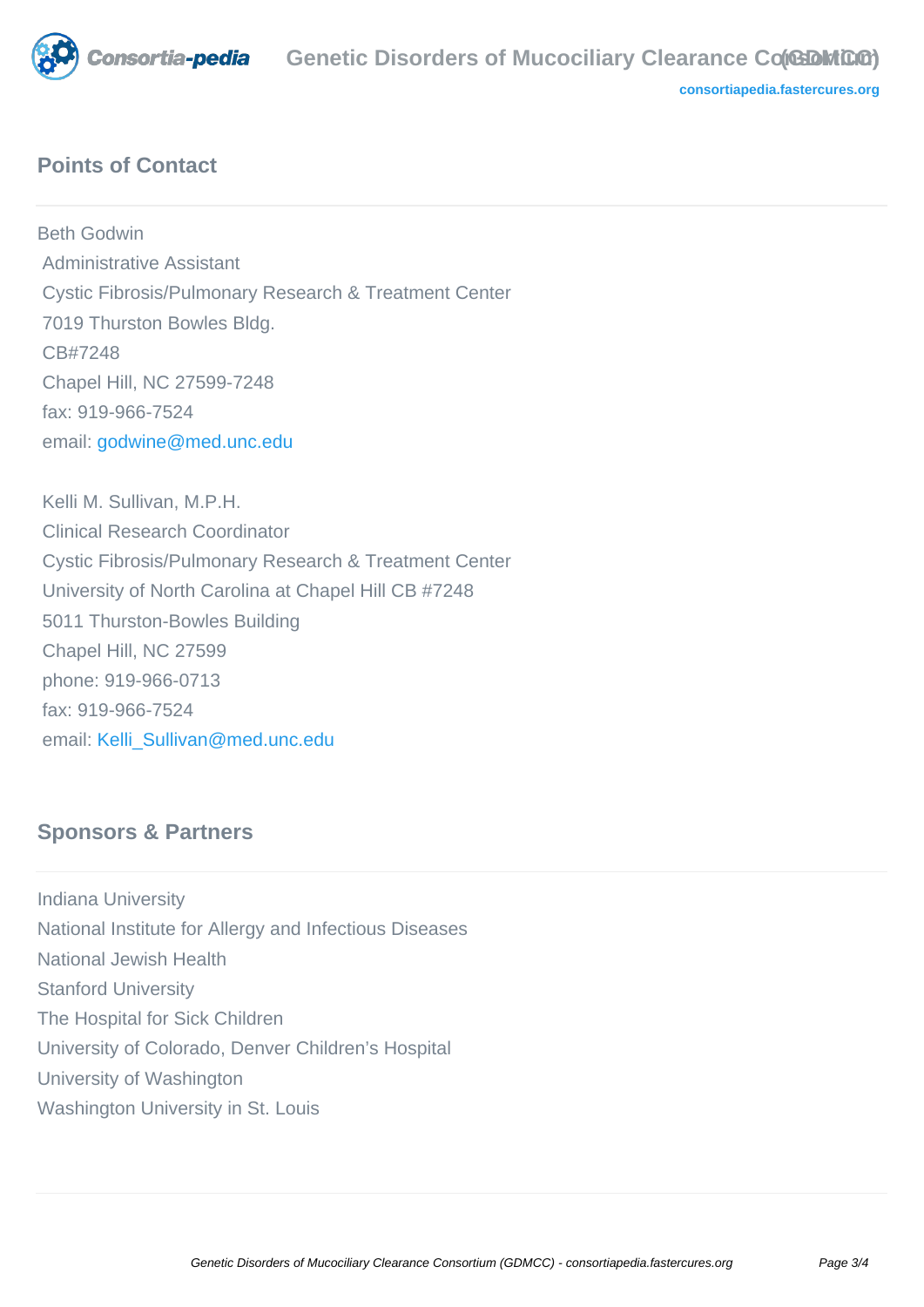## Points of Contact

Beth Godwin
Administrative Assistant
Cystic Fibrosis/Pulmonary Research & Treatment Center
7019 Thurston Bowles Bldg.
CB#7248
Chapel Hill, NC 27599-7248
fax: 919-966-7524
email: godwine@med.unc.edu

Kelli M. Sullivan, M.P.H.
Clinical Research Coordinator
Cystic Fibrosis/Pulmonary Research & Treatment Center
University of North Carolina at Chapel Hill CB #7248
5011 Thurston-Bowles Building
Chapel Hill, NC 27599
phone: 919-966-0713
fax: 919-966-7524
email: Kelli_Sullivan@med.unc.edu

## Sponsors & Partners

Indiana University
National Institute for Allergy and Infectious Diseases
National Jewish Health
Stanford University
The Hospital for Sick Children
University of Colorado, Denver Children's Hospital
University of Washington
Washington University in St. Louis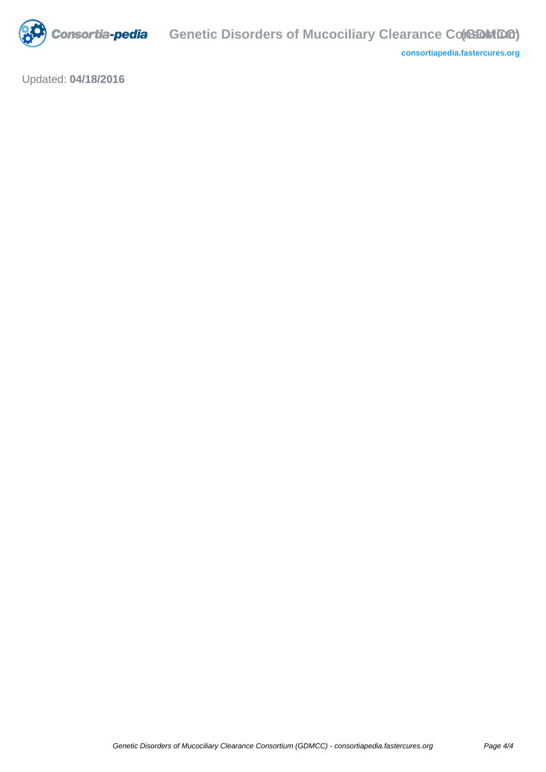Updated: **04/18/2016**